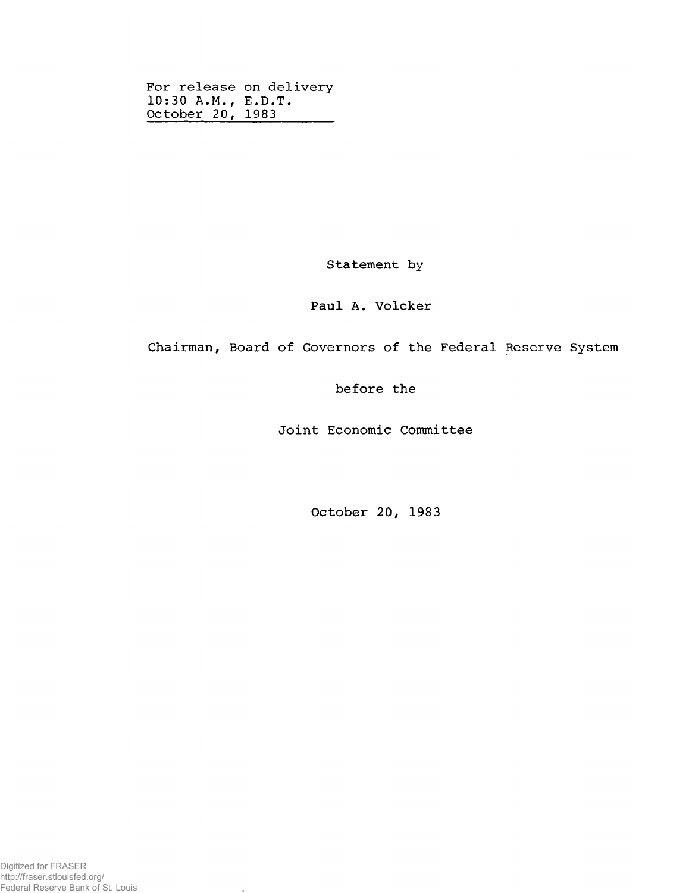For release on delivery
10:30 A.M., E.D.T.
October 20, 1983

Statement by

Paul A. Volcker

Chairman, Board of Governors of the Federal Reserve System

before the

Joint Economic Committee

October 20, 1983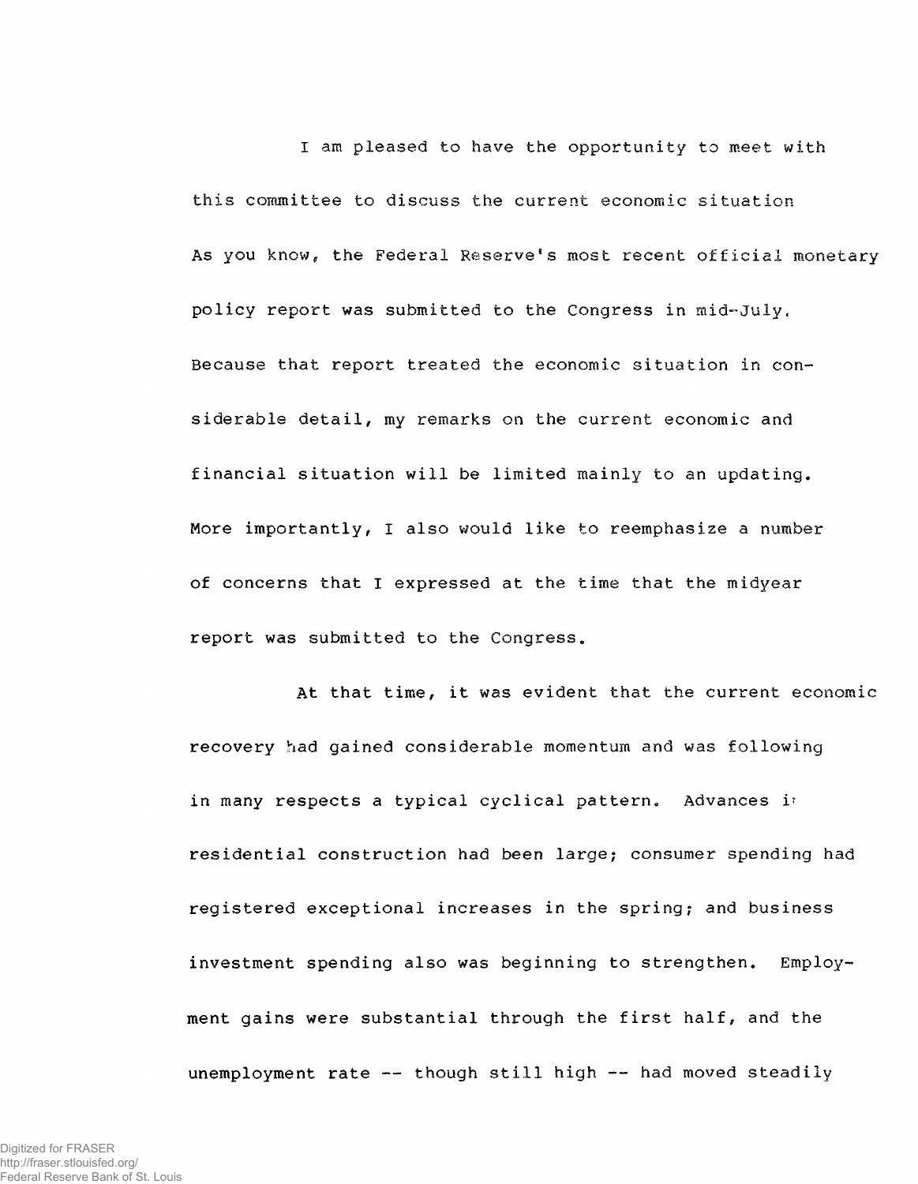I am pleased to have the opportunity to meet with this committee to discuss the current economic situation As you know, the Federal Reserve's most recent official monetary policy report was submitted to the Congress in mid-July. Because that report treated the economic situation in considerable detail, my remarks on the current economic and financial situation will be limited mainly to an updating. More importantly, I also would like to reemphasize a number of concerns that I expressed at the time that the midyear report was submitted to the Congress.

At that time, it was evident that the current economic recovery had gained considerable momentum and was following in many respects a typical cyclical pattern. Advances in residential construction had been large; consumer spending had registered exceptional increases in the spring; and business investment spending also was beginning to strengthen. Employment gains were substantial through the first half, and the unemployment rate -- though still high -- had moved steadily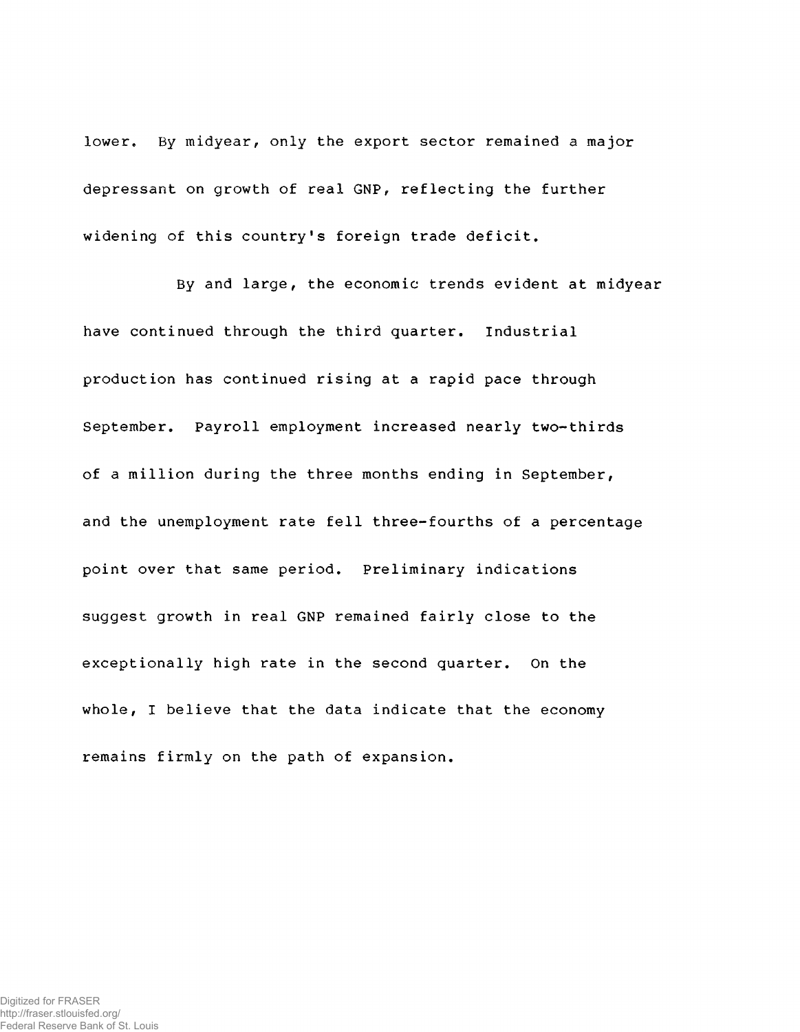lower. By midyear, only the export sector remained a major depressant on growth of real GNP, reflecting the further widening of this country's foreign trade deficit.

By and large, the economic trends evident at midyear have continued through the third quarter. Industrial production has continued rising at a rapid pace through September. Payroll employment increased nearly two-thirds of a million during the three months ending in September, and the unemployment rate fell three-fourths of a percentage point over that same period. Preliminary indications suggest growth in real GNP remained fairly close to the exceptionally high rate in the second quarter. On the whole, I believe that the data indicate that the economy remains firmly on the path of expansion.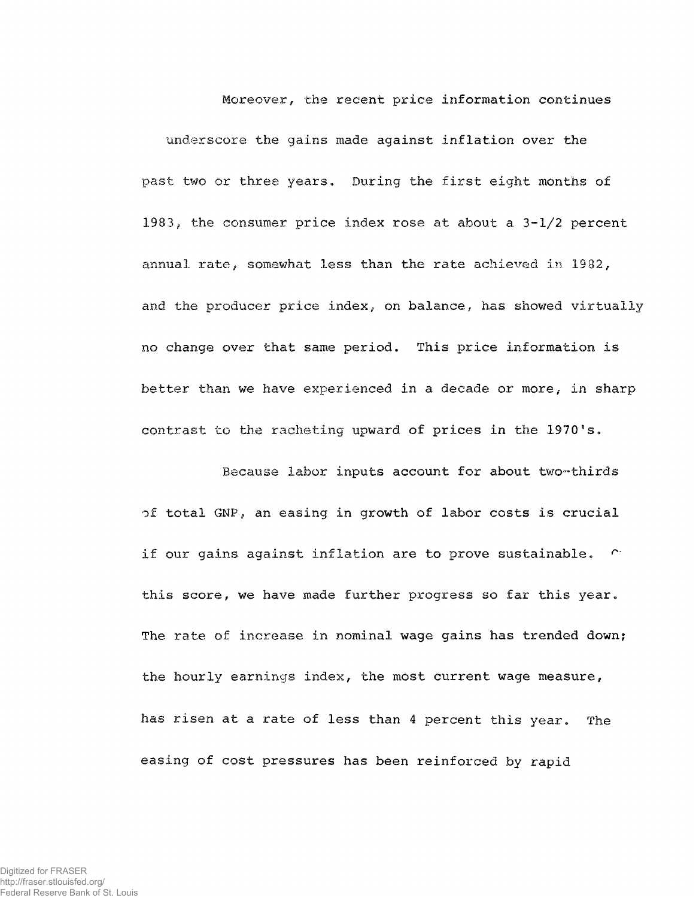Moreover, the recent price information continues underscore the gains made against inflation over the past two or three years. During the first eight months of 1983, the consumer price index rose at about a 3-1/2 percent annual rate, somewhat less than the rate achieved in 1982, and the producer price index, on balance, has showed virtually no change over that same period. This price information is better than we have experienced in a decade or more, in sharp contrast to the racheting upward of prices in the 1970's.

Because labor inputs account for about two-thirds of total GNP, an easing in growth of labor costs is crucial if our gains against inflation are to prove sustainable. On this score, we have made further progress so far this year. The rate of increase in nominal wage gains has trended down; the hourly earnings index, the most current wage measure, has risen at a rate of less than 4 percent this year. The easing of cost pressures has been reinforced by rapid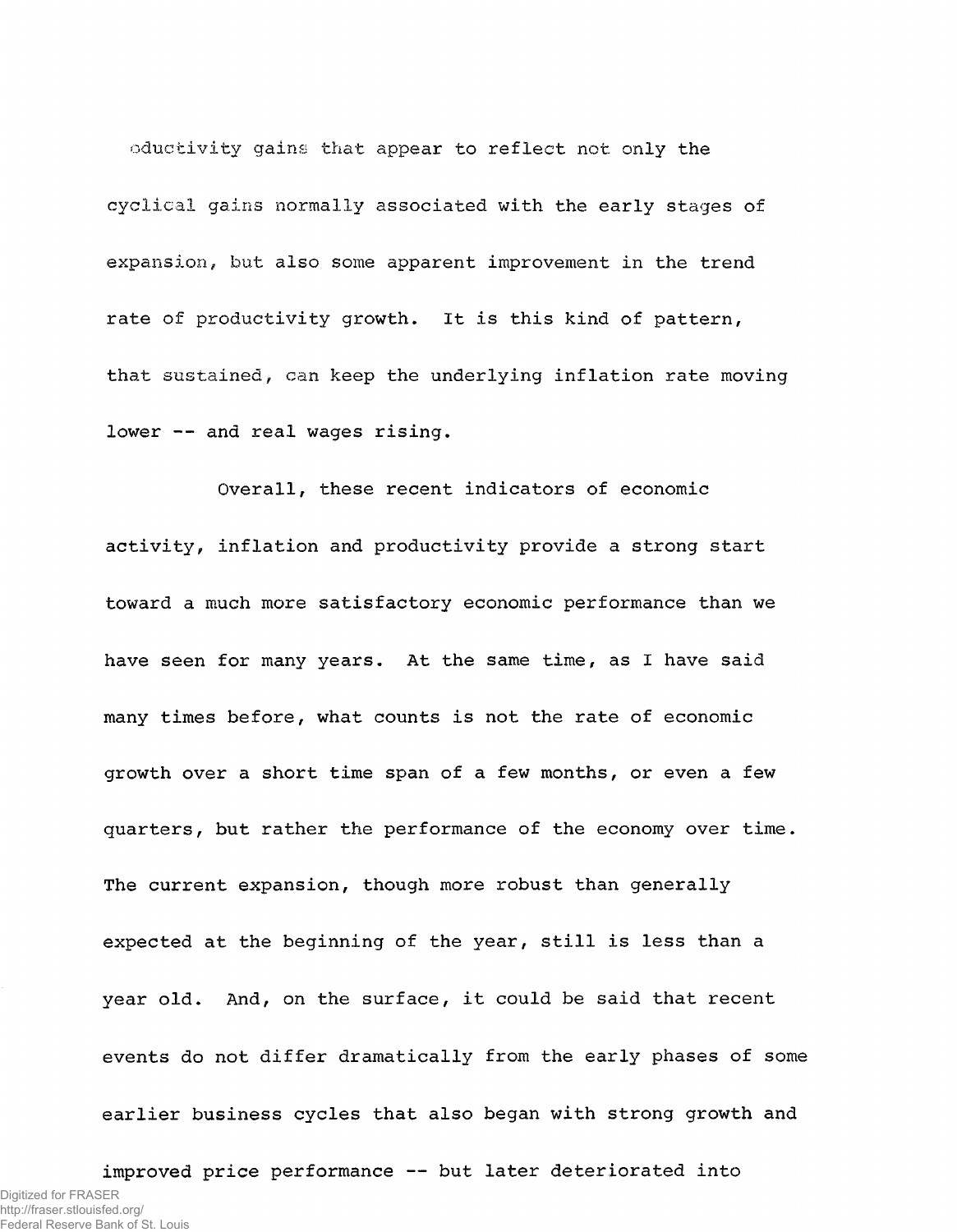oductivity gains that appear to reflect not only the cyclical gains normally associated with the early stages of expansion, but also some apparent improvement in the trend rate of productivity growth. It is this kind of pattern, that sustained, can keep the underlying inflation rate moving lower -- and real wages rising.

Overall, these recent indicators of economic activity, inflation and productivity provide a strong start toward a much more satisfactory economic performance than we have seen for many years. At the same time, as I have said many times before, what counts is not the rate of economic growth over a short time span of a few months, or even a few quarters, but rather the performance of the economy over time. The current expansion, though more robust than generally expected at the beginning of the year, still is less than a year old. And, on the surface, it could be said that recent events do not differ dramatically from the early phases of some earlier business cycles that also began with strong growth and improved price performance -- but later deteriorated into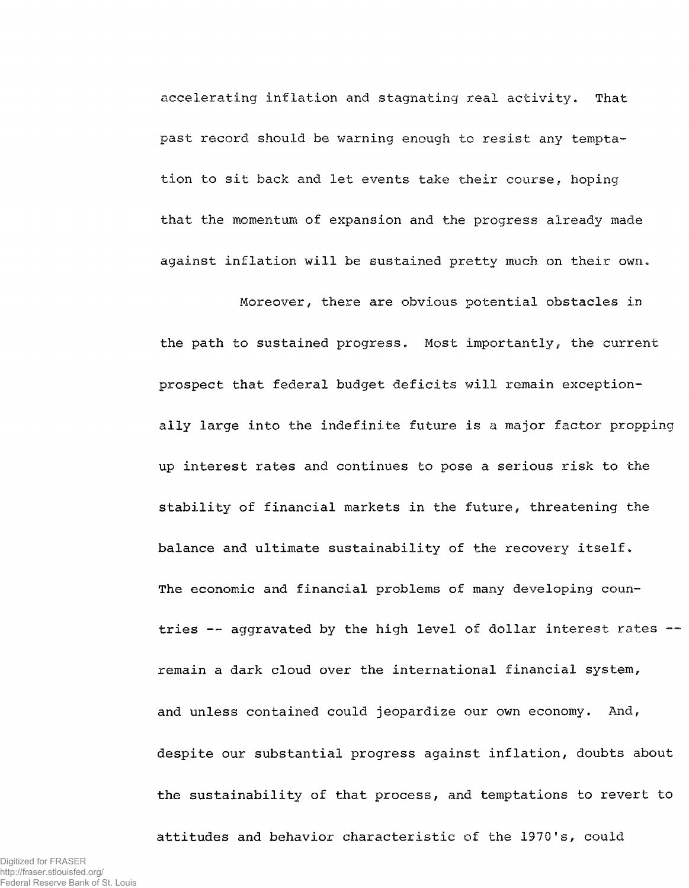accelerating inflation and stagnating real activity. That past record should be warning enough to resist any temptation to sit back and let events take their course, hoping that the momentum of expansion and the progress already made against inflation will be sustained pretty much on their own.

Moreover, there are obvious potential obstacles in the path to sustained progress. Most importantly, the current prospect that federal budget deficits will remain exceptionally large into the indefinite future is a major factor propping up interest rates and continues to pose a serious risk to the stability of financial markets in the future, threatening the balance and ultimate sustainability of the recovery itself. The economic and financial problems of many developing countries -- aggravated by the high level of dollar interest rates -- remain a dark cloud over the international financial system, and unless contained could jeopardize our own economy. And, despite our substantial progress against inflation, doubts about the sustainability of that process, and temptations to revert to attitudes and behavior characteristic of the 1970's, could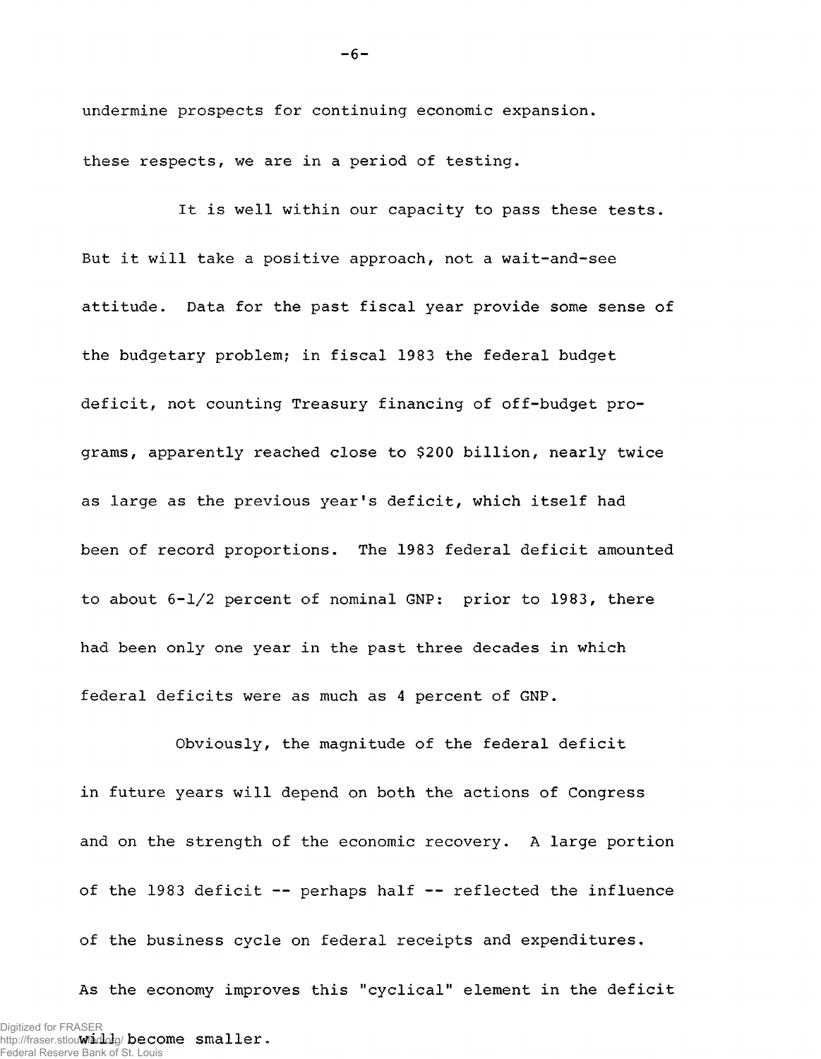undermine prospects for continuing economic expansion. these respects, we are in a period of testing.

It is well within our capacity to pass these tests. But it will take a positive approach, not a wait-and-see attitude. Data for the past fiscal year provide some sense of the budgetary problem; in fiscal 1983 the federal budget deficit, not counting Treasury financing of off-budget programs, apparently reached close to $200 billion, nearly twice as large as the previous year's deficit, which itself had been of record proportions. The 1983 federal deficit amounted to about 6-1/2 percent of nominal GNP: prior to 1983, there had been only one year in the past three decades in which federal deficits were as much as 4 percent of GNP.

Obviously, the magnitude of the federal deficit in future years will depend on both the actions of Congress and on the strength of the economic recovery. A large portion of the 1983 deficit -- perhaps half -- reflected the influence of the business cycle on federal receipts and expenditures. As the economy improves this "cyclical" element in the deficit will become smaller.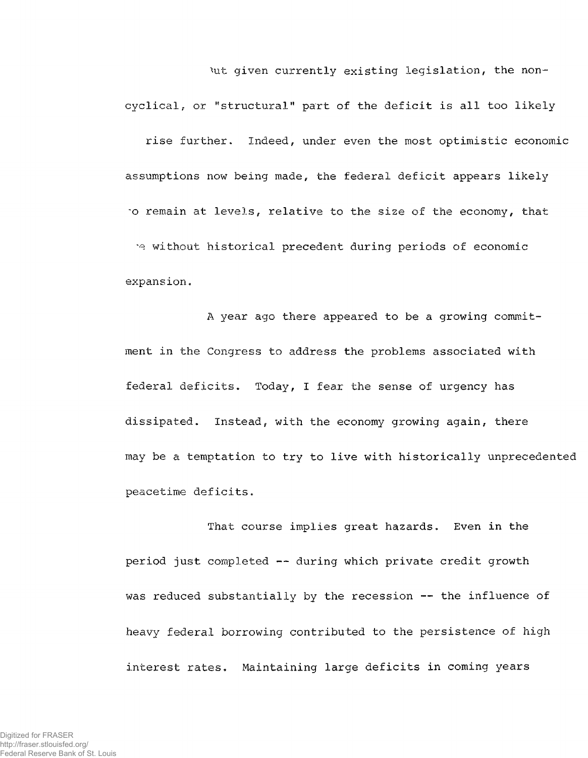But given currently existing legislation, the non-cyclical, or "structural" part of the deficit is all too likely to rise further. Indeed, under even the most optimistic economic assumptions now being made, the federal deficit appears likely to remain at levels, relative to the size of the economy, that are without historical precedent during periods of economic expansion.

A year ago there appeared to be a growing commitment in the Congress to address the problems associated with federal deficits. Today, I fear the sense of urgency has dissipated. Instead, with the economy growing again, there may be a temptation to try to live with historically unprecedented peacetime deficits.

That course implies great hazards. Even in the period just completed -- during which private credit growth was reduced substantially by the recession -- the influence of heavy federal borrowing contributed to the persistence of high interest rates. Maintaining large deficits in coming years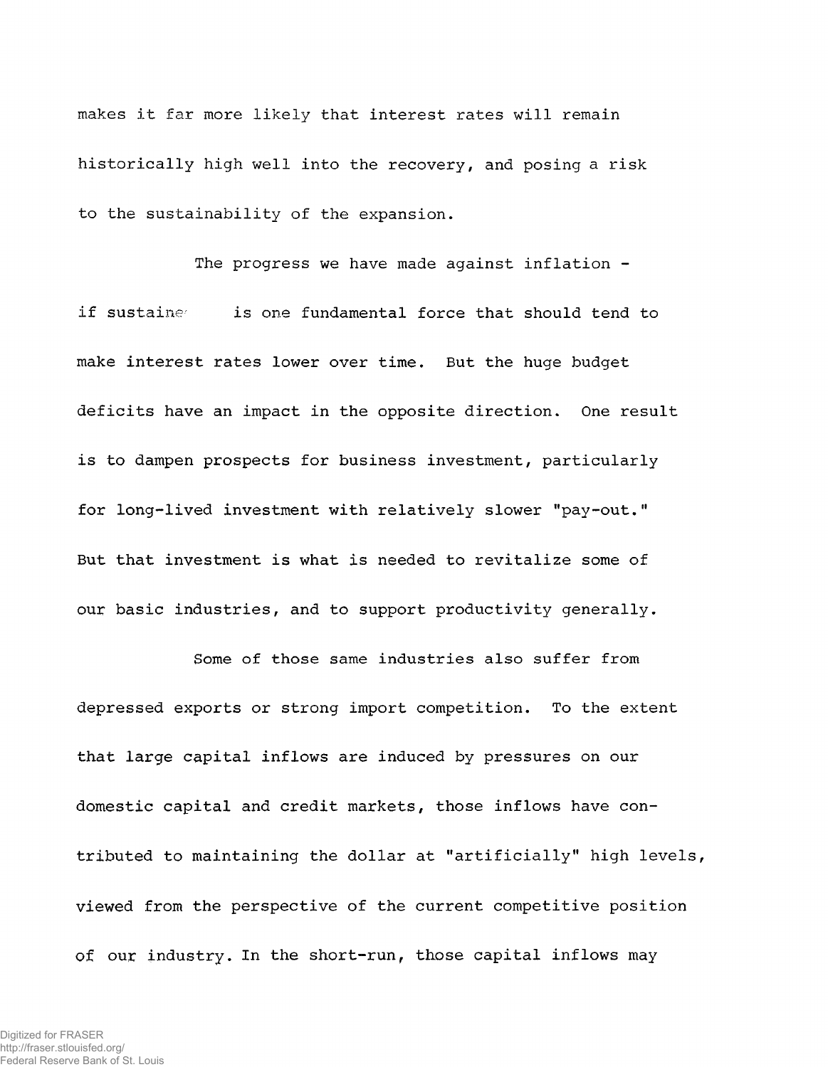makes it far more likely that interest rates will remain historically high well into the recovery, and posing a risk to the sustainability of the expansion.

The progress we have made against inflation - if sustained is one fundamental force that should tend to make interest rates lower over time. But the huge budget deficits have an impact in the opposite direction. One result is to dampen prospects for business investment, particularly for long-lived investment with relatively slower "pay-out." But that investment is what is needed to revitalize some of our basic industries, and to support productivity generally.

Some of those same industries also suffer from depressed exports or strong import competition. To the extent that large capital inflows are induced by pressures on our domestic capital and credit markets, those inflows have contributed to maintaining the dollar at "artificially" high levels, viewed from the perspective of the current competitive position of our industry. In the short-run, those capital inflows may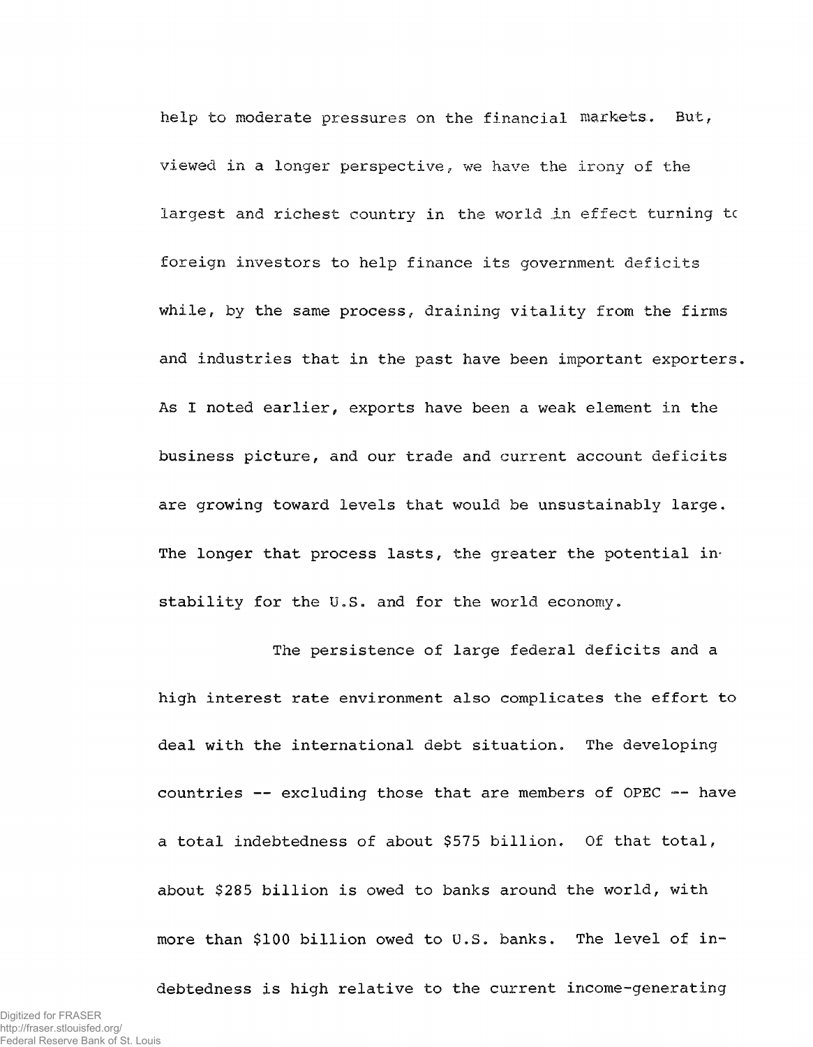help to moderate pressures on the financial markets. But, viewed in a longer perspective, we have the irony of the largest and richest country in the world in effect turning to foreign investors to help finance its government deficits while, by the same process, draining vitality from the firms and industries that in the past have been important exporters. As I noted earlier, exports have been a weak element in the business picture, and our trade and current account deficits are growing toward levels that would be unsustainably large. The longer that process lasts, the greater the potential instability for the U.S. and for the world economy.

The persistence of large federal deficits and a high interest rate environment also complicates the effort to deal with the international debt situation. The developing countries -- excluding those that are members of OPEC -- have a total indebtedness of about $575 billion. Of that total, about $285 billion is owed to banks around the world, with more than $100 billion owed to U.S. banks. The level of indebtedness is high relative to the current income-generating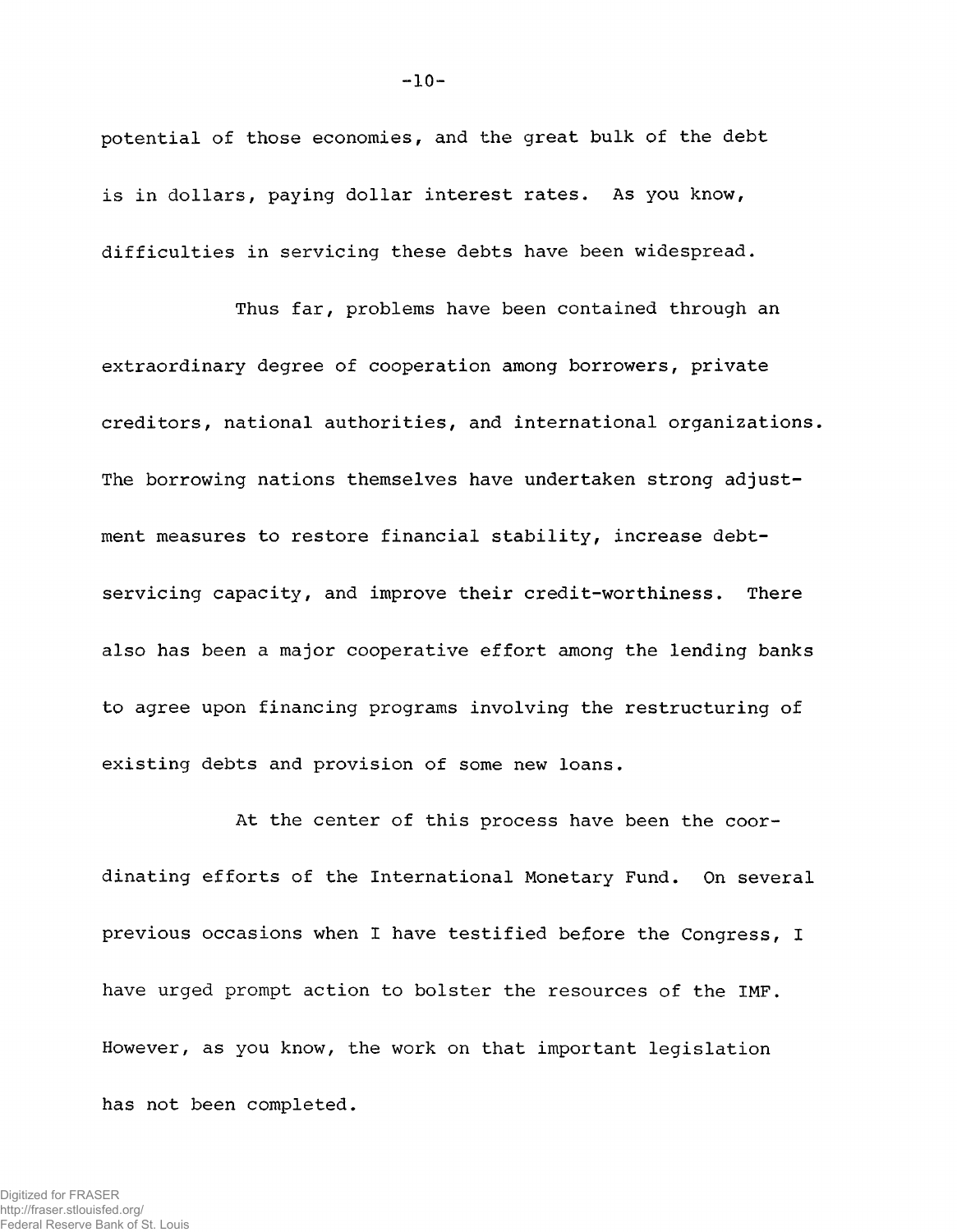potential of those economies, and the great bulk of the debt is in dollars, paying dollar interest rates. As you know, difficulties in servicing these debts have been widespread.

Thus far, problems have been contained through an extraordinary degree of cooperation among borrowers, private creditors, national authorities, and international organizations. The borrowing nations themselves have undertaken strong adjustment measures to restore financial stability, increase debt-servicing capacity, and improve their credit-worthiness. There also has been a major cooperative effort among the lending banks to agree upon financing programs involving the restructuring of existing debts and provision of some new loans.

At the center of this process have been the coordinating efforts of the International Monetary Fund. On several previous occasions when I have testified before the Congress, I have urged prompt action to bolster the resources of the IMF. However, as you know, the work on that important legislation has not been completed.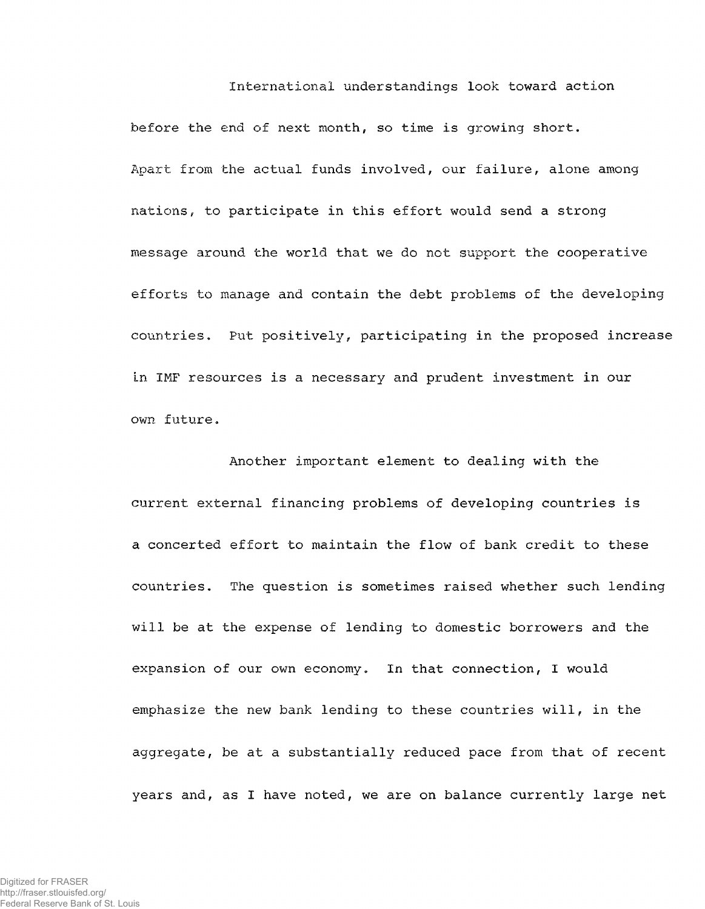International understandings look toward action before the end of next month, so time is growing short. Apart from the actual funds involved, our failure, alone among nations, to participate in this effort would send a strong message around the world that we do not support the cooperative efforts to manage and contain the debt problems of the developing countries. Put positively, participating in the proposed increase in IMF resources is a necessary and prudent investment in our own future.

Another important element to dealing with the current external financing problems of developing countries is a concerted effort to maintain the flow of bank credit to these countries. The question is sometimes raised whether such lending will be at the expense of lending to domestic borrowers and the expansion of our own economy. In that connection, I would emphasize the new bank lending to these countries will, in the aggregate, be at a substantially reduced pace from that of recent years and, as I have noted, we are on balance currently large net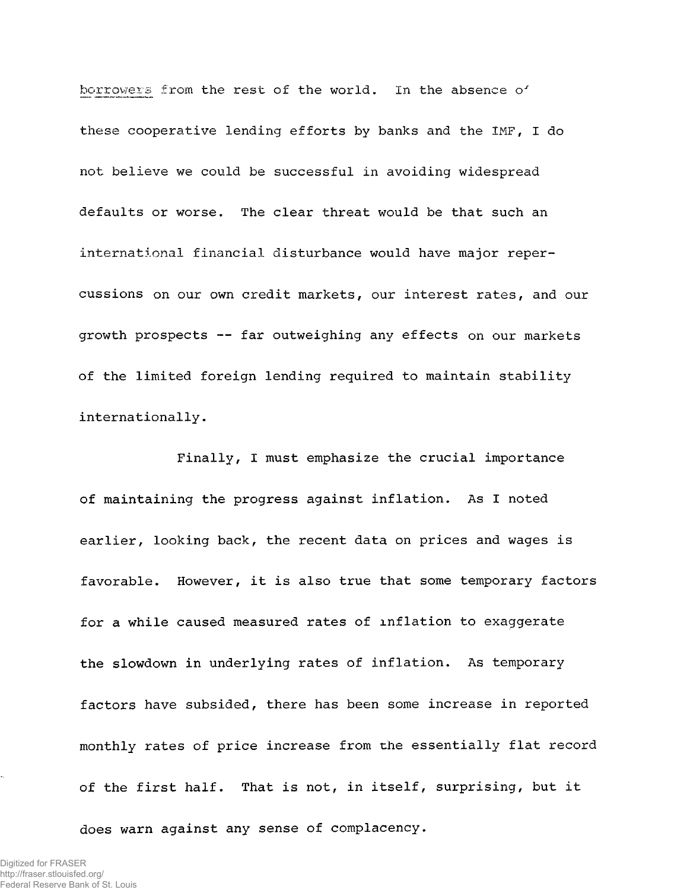borrowers from the rest of the world. In the absence of these cooperative lending efforts by banks and the IMF, I do not believe we could be successful in avoiding widespread defaults or worse. The clear threat would be that such an international financial disturbance would have major repercussions on our own credit markets, our interest rates, and our growth prospects -- far outweighing any effects on our markets of the limited foreign lending required to maintain stability internationally.

Finally, I must emphasize the crucial importance of maintaining the progress against inflation. As I noted earlier, looking back, the recent data on prices and wages is favorable. However, it is also true that some temporary factors for a while caused measured rates of inflation to exaggerate the slowdown in underlying rates of inflation. As temporary factors have subsided, there has been some increase in reported monthly rates of price increase from the essentially flat record of the first half. That is not, in itself, surprising, but it does warn against any sense of complacency.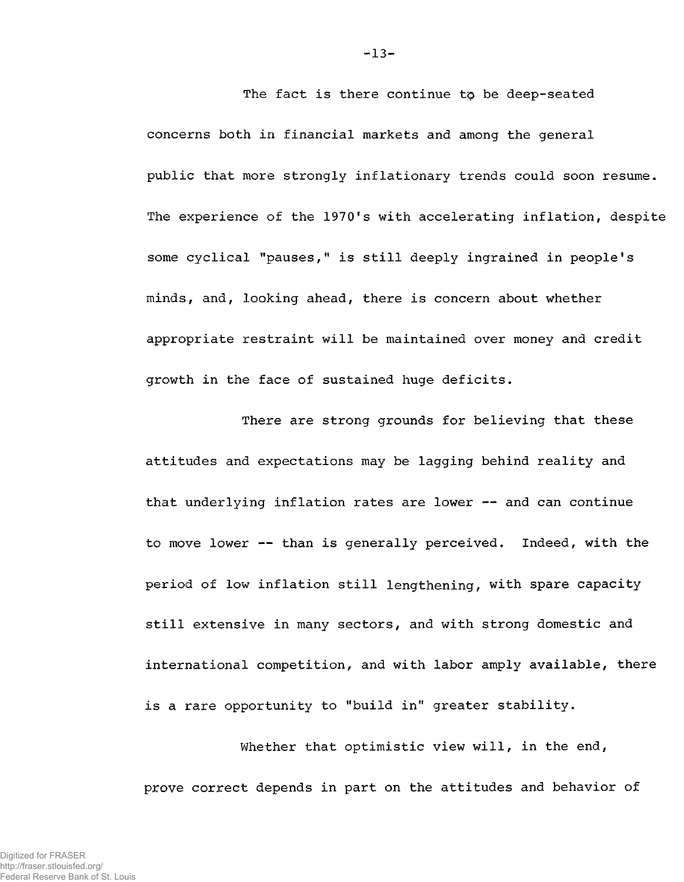The fact is there continue to be deep-seated concerns both in financial markets and among the general public that more strongly inflationary trends could soon resume. The experience of the 1970's with accelerating inflation, despite some cyclical "pauses," is still deeply ingrained in people's minds, and, looking ahead, there is concern about whether appropriate restraint will be maintained over money and credit growth in the face of sustained huge deficits.

There are strong grounds for believing that these attitudes and expectations may be lagging behind reality and that underlying inflation rates are lower -- and can continue to move lower -- than is generally perceived. Indeed, with the period of low inflation still lengthening, with spare capacity still extensive in many sectors, and with strong domestic and international competition, and with labor amply available, there is a rare opportunity to "build in" greater stability.

Whether that optimistic view will, in the end, prove correct depends in part on the attitudes and behavior of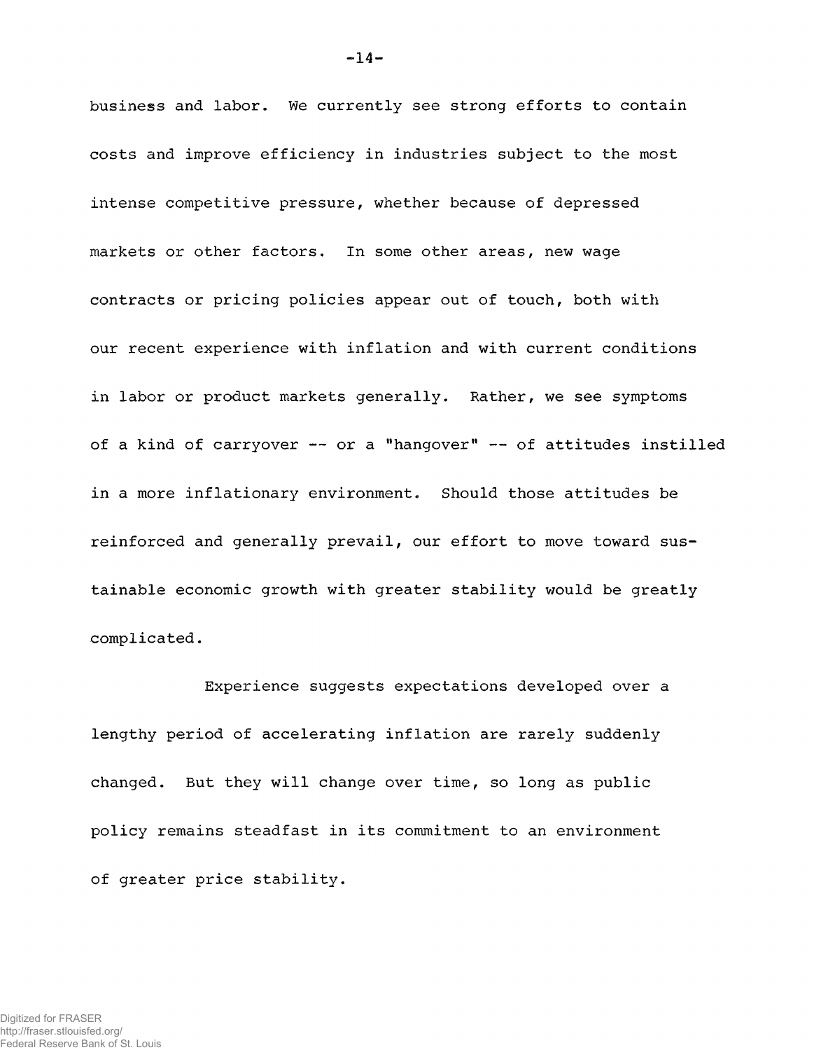business and labor. We currently see strong efforts to contain costs and improve efficiency in industries subject to the most intense competitive pressure, whether because of depressed markets or other factors. In some other areas, new wage contracts or pricing policies appear out of touch, both with our recent experience with inflation and with current conditions in labor or product markets generally. Rather, we see symptoms of a kind of carryover -- or a "hangover" -- of attitudes instilled in a more inflationary environment. Should those attitudes be reinforced and generally prevail, our effort to move toward sustainable economic growth with greater stability would be greatly complicated.

Experience suggests expectations developed over a lengthy period of accelerating inflation are rarely suddenly changed. But they will change over time, so long as public policy remains steadfast in its commitment to an environment of greater price stability.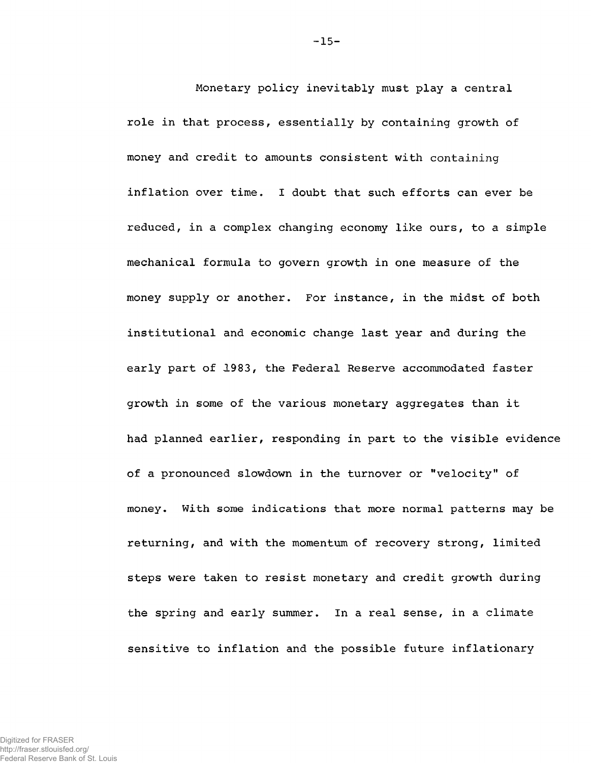Monetary policy inevitably must play a central role in that process, essentially by containing growth of money and credit to amounts consistent with containing inflation over time. I doubt that such efforts can ever be reduced, in a complex changing economy like ours, to a simple mechanical formula to govern growth in one measure of the money supply or another. For instance, in the midst of both institutional and economic change last year and during the early part of 1983, the Federal Reserve accommodated faster growth in some of the various monetary aggregates than it had planned earlier, responding in part to the visible evidence of a pronounced slowdown in the turnover or "velocity" of money. With some indications that more normal patterns may be returning, and with the momentum of recovery strong, limited steps were taken to resist monetary and credit growth during the spring and early summer. In a real sense, in a climate sensitive to inflation and the possible future inflationary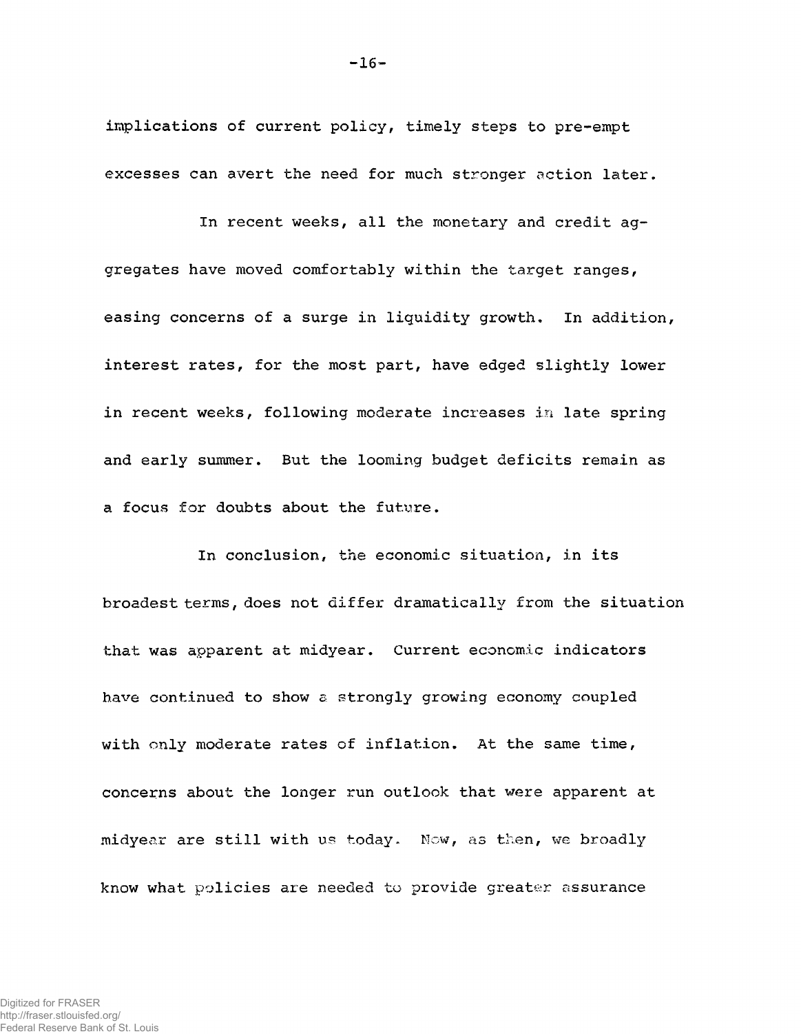implications of current policy, timely steps to pre-empt excesses can avert the need for much stronger action later.

In recent weeks, all the monetary and credit aggregates have moved comfortably within the target ranges, easing concerns of a surge in liquidity growth. In addition, interest rates, for the most part, have edged slightly lower in recent weeks, following moderate increases in late spring and early summer. But the looming budget deficits remain as a focus for doubts about the future.

In conclusion, the economic situation, in its broadest terms, does not differ dramatically from the situation that was apparent at midyear. Current economic indicators have continued to show a strongly growing economy coupled with only moderate rates of inflation. At the same time, concerns about the longer run outlook that were apparent at midyear are still with us today. Now, as then, we broadly know what policies are needed to provide greater assurance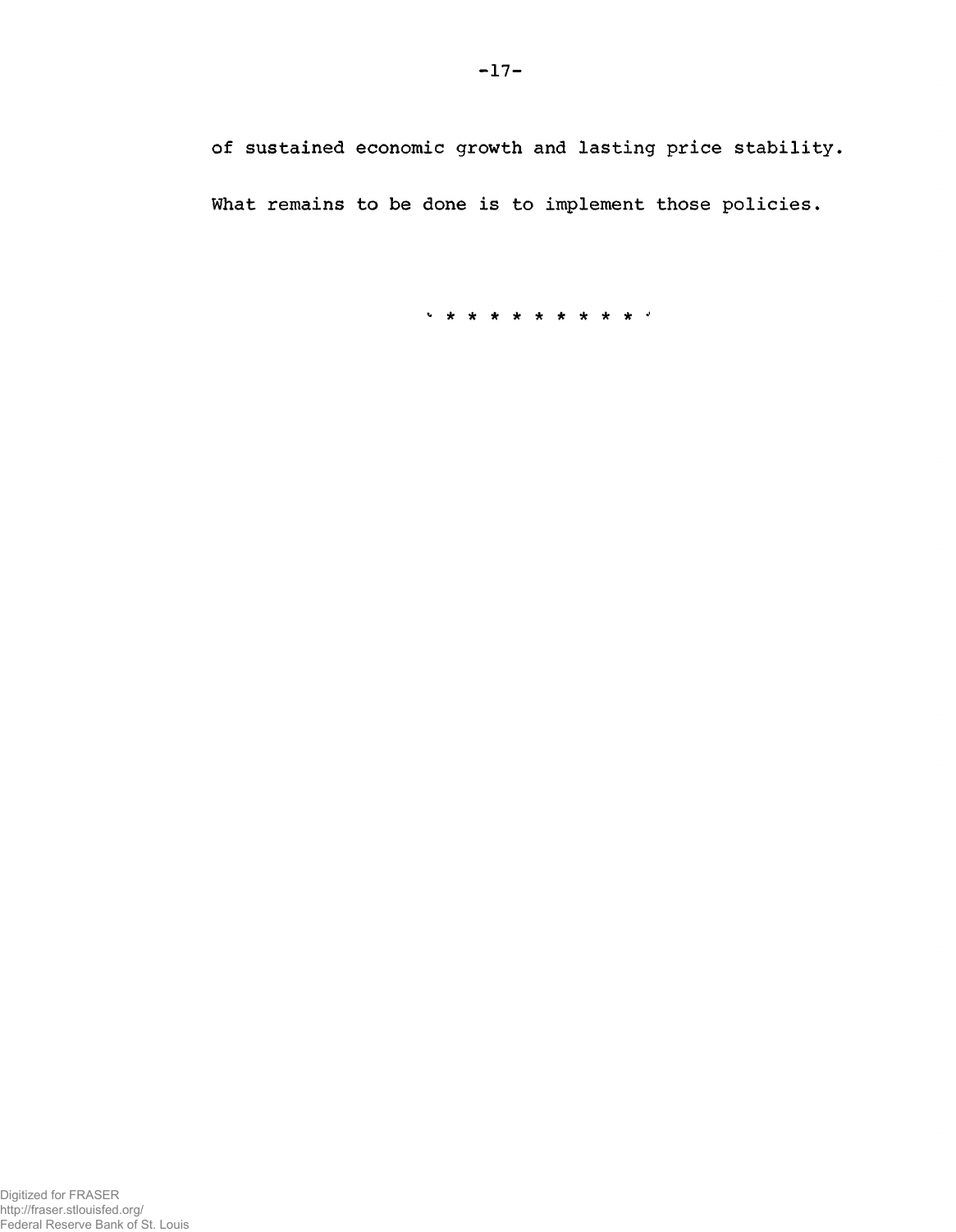of sustained economic growth and lasting price stability.

What remains to be done is to implement those policies.

* * * * * * * * * *